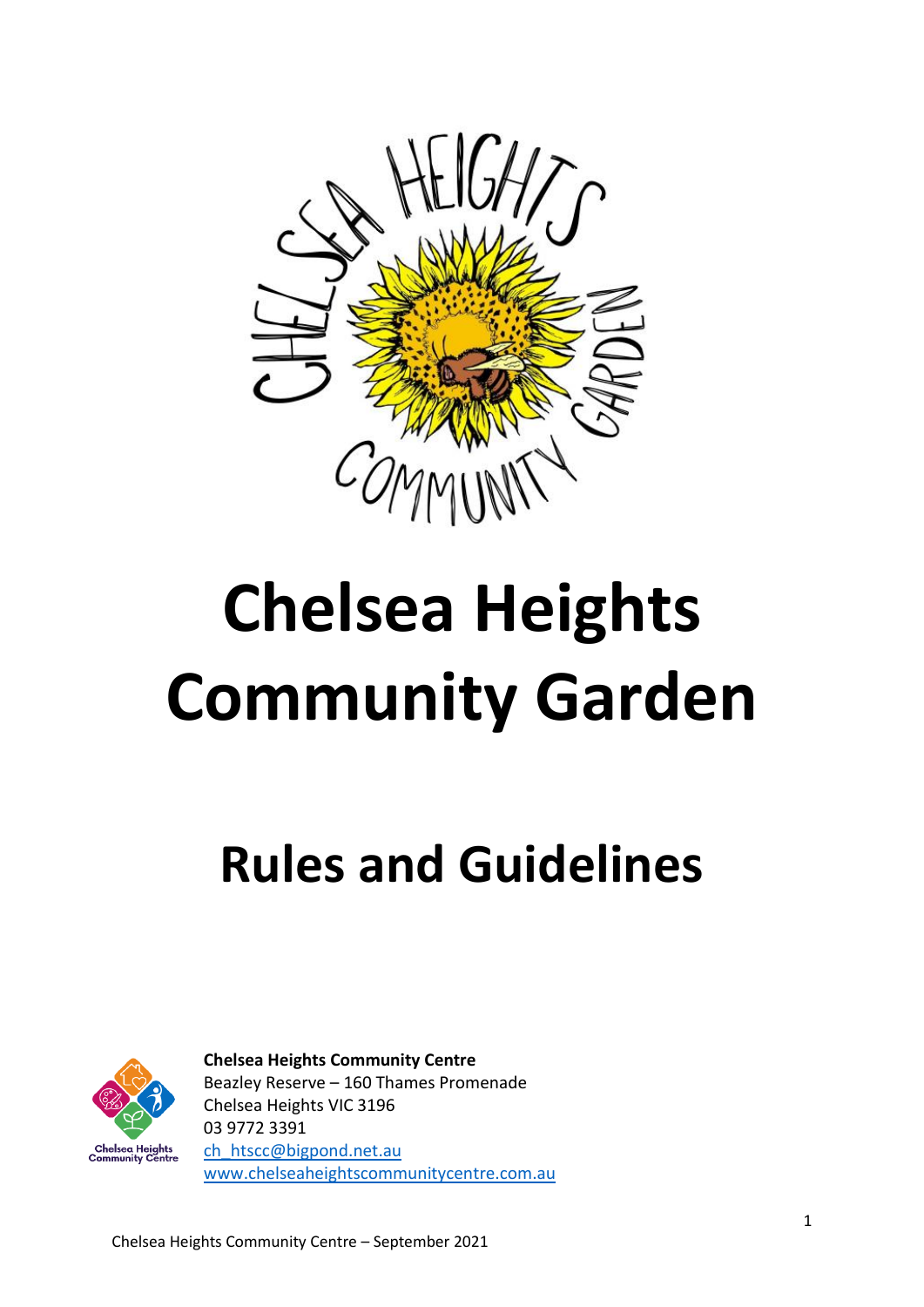# Chelsea Heights Community Garden

## Rules and Guidelines

**Chelsea Heights Community Centre**
Beazley Reserve – 160 Thames Promenade
Chelsea Heights VIC 3196
03 9772 3391
ch_htscc@bigpond.net.au
www.chelseaheightscommunitycentre.com.au

Chelsea Heights Community Centre – September 2021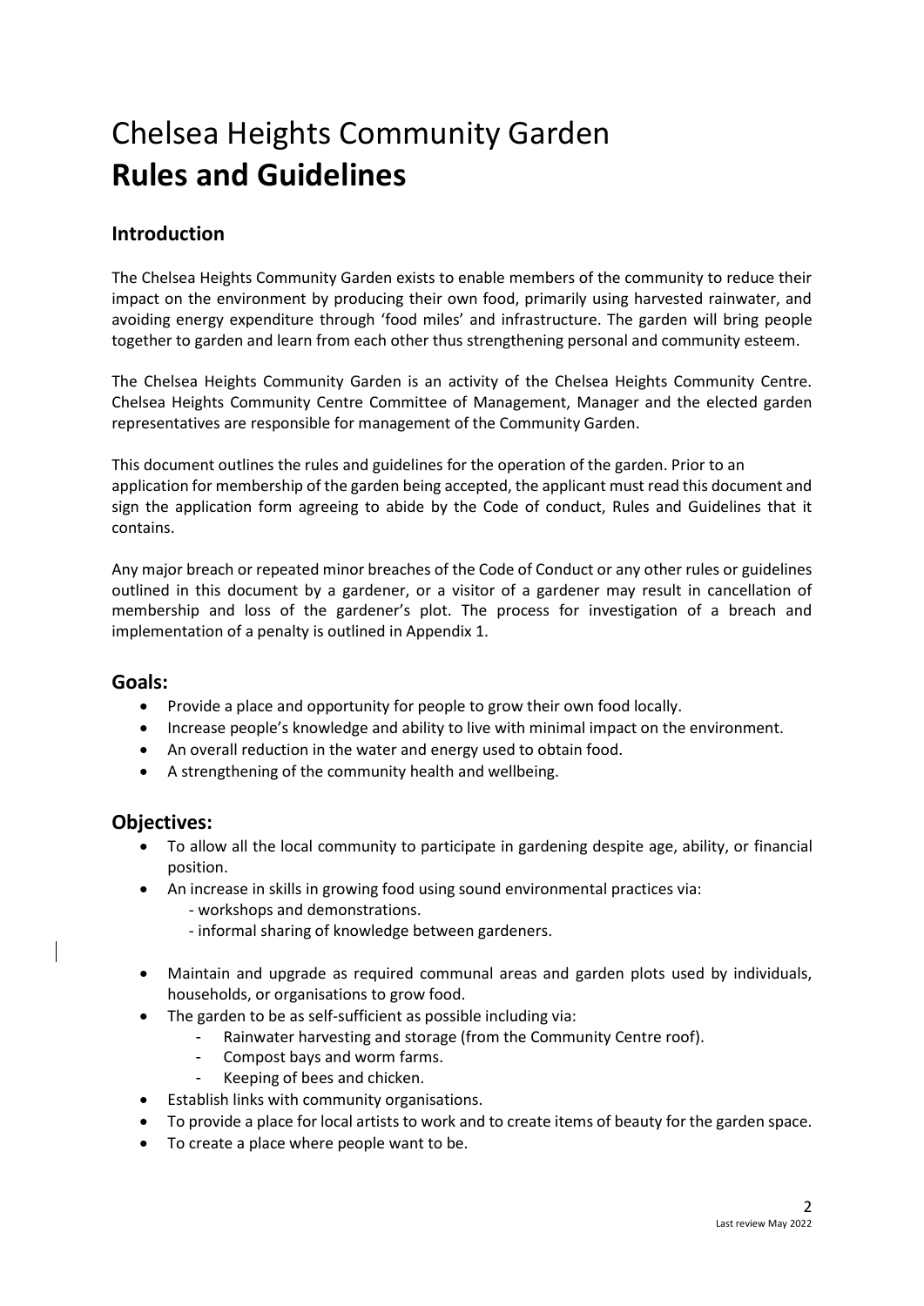# Chelsea Heights Community Garden **Rules and Guidelines**

## Introduction

The Chelsea Heights Community Garden exists to enable members of the community to reduce their impact on the environment by producing their own food, primarily using harvested rainwater, and avoiding energy expenditure through 'food miles' and infrastructure. The garden will bring people together to garden and learn from each other thus strengthening personal and community esteem.

The Chelsea Heights Community Garden is an activity of the Chelsea Heights Community Centre. Chelsea Heights Community Centre Committee of Management, Manager and the elected garden representatives are responsible for management of the Community Garden.

This document outlines the rules and guidelines for the operation of the garden. Prior to an application for membership of the garden being accepted, the applicant must read this document and sign the application form agreeing to abide by the Code of conduct, Rules and Guidelines that it contains.

Any major breach or repeated minor breaches of the Code of Conduct or any other rules or guidelines outlined in this document by a gardener, or a visitor of a gardener may result in cancellation of membership and loss of the gardener's plot. The process for investigation of a breach and implementation of a penalty is outlined in Appendix 1.

## Goals:

- Provide a place and opportunity for people to grow their own food locally.
- Increase people's knowledge and ability to live with minimal impact on the environment.
- An overall reduction in the water and energy used to obtain food.
- A strengthening of the community health and wellbeing.

## Objectives:

- To allow all the local community to participate in gardening despite age, ability, or financial position.
- An increase in skills in growing food using sound environmental practices via:
  - workshops and demonstrations.
  - informal sharing of knowledge between gardeners.
- Maintain and upgrade as required communal areas and garden plots used by individuals, households, or organisations to grow food.
- The garden to be as self-sufficient as possible including via:
  - Rainwater harvesting and storage (from the Community Centre roof).
  - Compost bays and worm farms.
  - Keeping of bees and chicken.
- Establish links with community organisations.
- To provide a place for local artists to work and to create items of beauty for the garden space.
- To create a place where people want to be.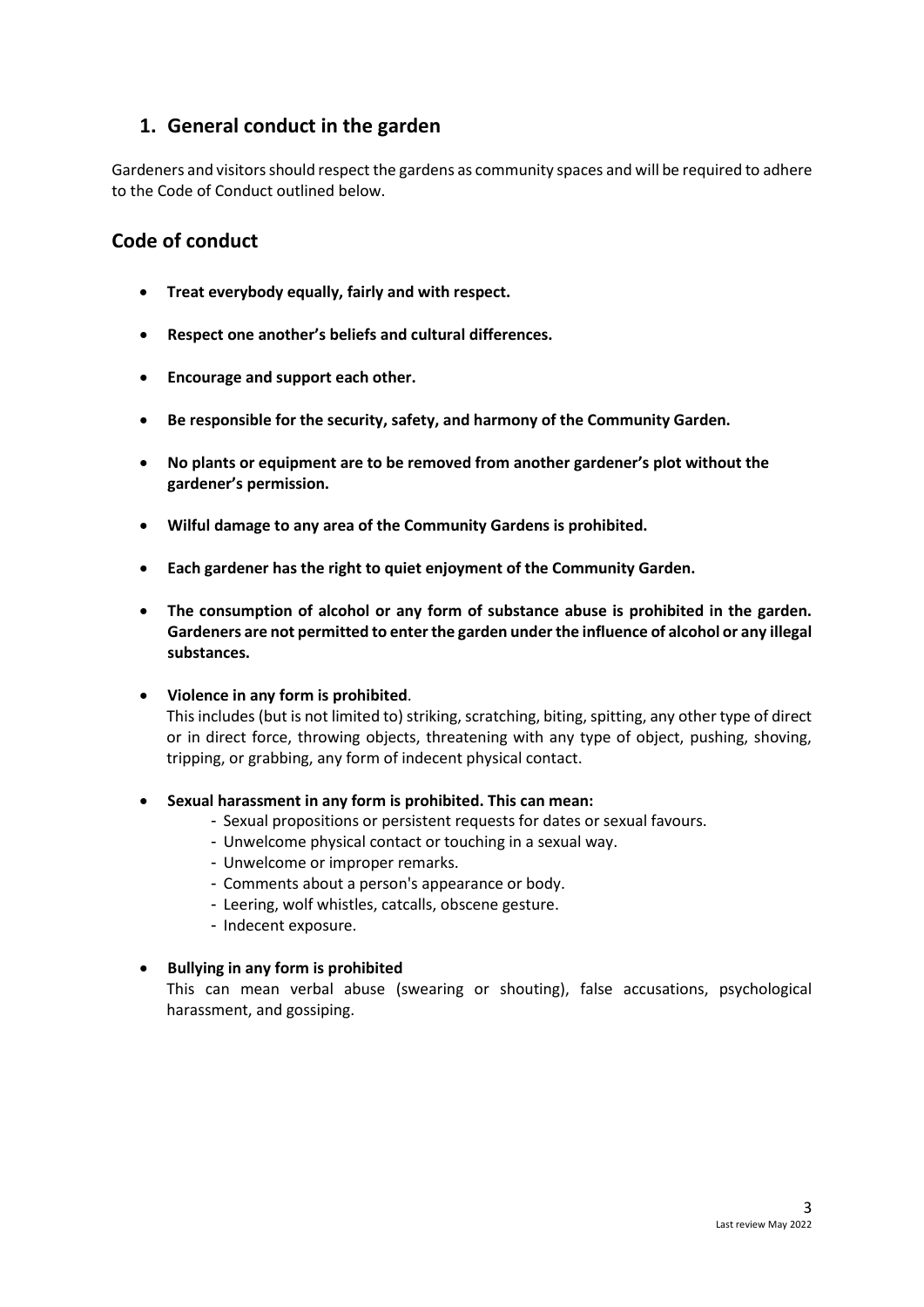## 1. General conduct in the garden

Gardeners and visitors should respect the gardens as community spaces and will be required to adhere to the Code of Conduct outlined below.

## Code of conduct

- **Treat everybody equally, fairly and with respect.**
- **Respect one another's beliefs and cultural differences.**
- **Encourage and support each other.**
- **Be responsible for the security, safety, and harmony of the Community Garden.**
- **No plants or equipment are to be removed from another gardener's plot without the gardener's permission.**
- **Wilful damage to any area of the Community Gardens is prohibited.**
- **Each gardener has the right to quiet enjoyment of the Community Garden.**
- **The consumption of alcohol or any form of substance abuse is prohibited in the garden. Gardeners are not permitted to enter the garden under the influence of alcohol or any illegal substances.**
- **Violence in any form is prohibited**.
  This includes (but is not limited to) striking, scratching, biting, spitting, any other type of direct or in direct force, throwing objects, threatening with any type of object, pushing, shoving, tripping, or grabbing, any form of indecent physical contact.
- **Sexual harassment in any form is prohibited. This can mean:**
  - Sexual propositions or persistent requests for dates or sexual favours.
  - Unwelcome physical contact or touching in a sexual way.
  - Unwelcome or improper remarks.
  - Comments about a person's appearance or body.
  - Leering, wolf whistles, catcalls, obscene gesture.
  - Indecent exposure.
- **Bullying in any form is prohibited**
  This can mean verbal abuse (swearing or shouting), false accusations, psychological harassment, and gossiping.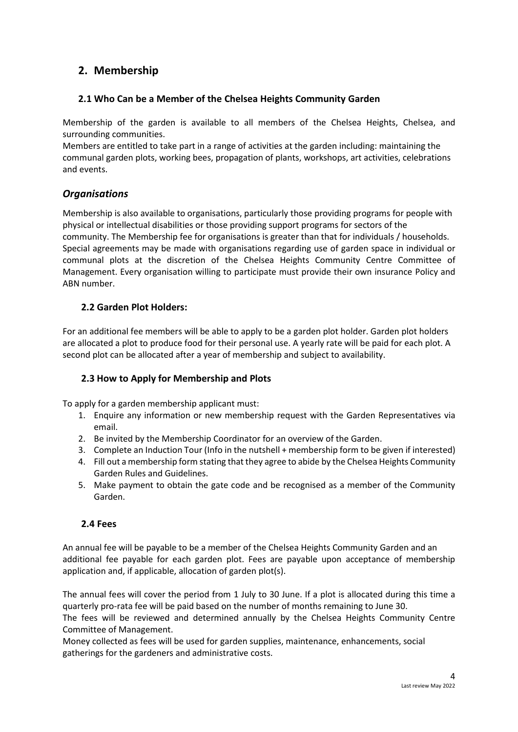## 2. Membership

### 2.1 Who Can be a Member of the Chelsea Heights Community Garden

Membership of the garden is available to all members of the Chelsea Heights, Chelsea, and surrounding communities.
Members are entitled to take part in a range of activities at the garden including: maintaining the communal garden plots, working bees, propagation of plants, workshops, art activities, celebrations and events.

### *Organisations*

Membership is also available to organisations, particularly those providing programs for people with physical or intellectual disabilities or those providing support programs for sectors of the community. The Membership fee for organisations is greater than that for individuals / households. Special agreements may be made with organisations regarding use of garden space in individual or communal plots at the discretion of the Chelsea Heights Community Centre Committee of Management. Every organisation willing to participate must provide their own insurance Policy and ABN number.

### 2.2 Garden Plot Holders:

For an additional fee members will be able to apply to be a garden plot holder. Garden plot holders are allocated a plot to produce food for their personal use. A yearly rate will be paid for each plot. A second plot can be allocated after a year of membership and subject to availability.

### 2.3 How to Apply for Membership and Plots

To apply for a garden membership applicant must:

1. Enquire any information or new membership request with the Garden Representatives via email.
2. Be invited by the Membership Coordinator for an overview of the Garden.
3. Complete an Induction Tour (Info in the nutshell + membership form to be given if interested)
4. Fill out a membership form stating that they agree to abide by the Chelsea Heights Community Garden Rules and Guidelines.
5. Make payment to obtain the gate code and be recognised as a member of the Community Garden.

### 2.4 Fees

An annual fee will be payable to be a member of the Chelsea Heights Community Garden and an additional fee payable for each garden plot. Fees are payable upon acceptance of membership application and, if applicable, allocation of garden plot(s).

The annual fees will cover the period from 1 July to 30 June. If a plot is allocated during this time a quarterly pro-rata fee will be paid based on the number of months remaining to June 30.
The fees will be reviewed and determined annually by the Chelsea Heights Community Centre Committee of Management.
Money collected as fees will be used for garden supplies, maintenance, enhancements, social gatherings for the gardeners and administrative costs.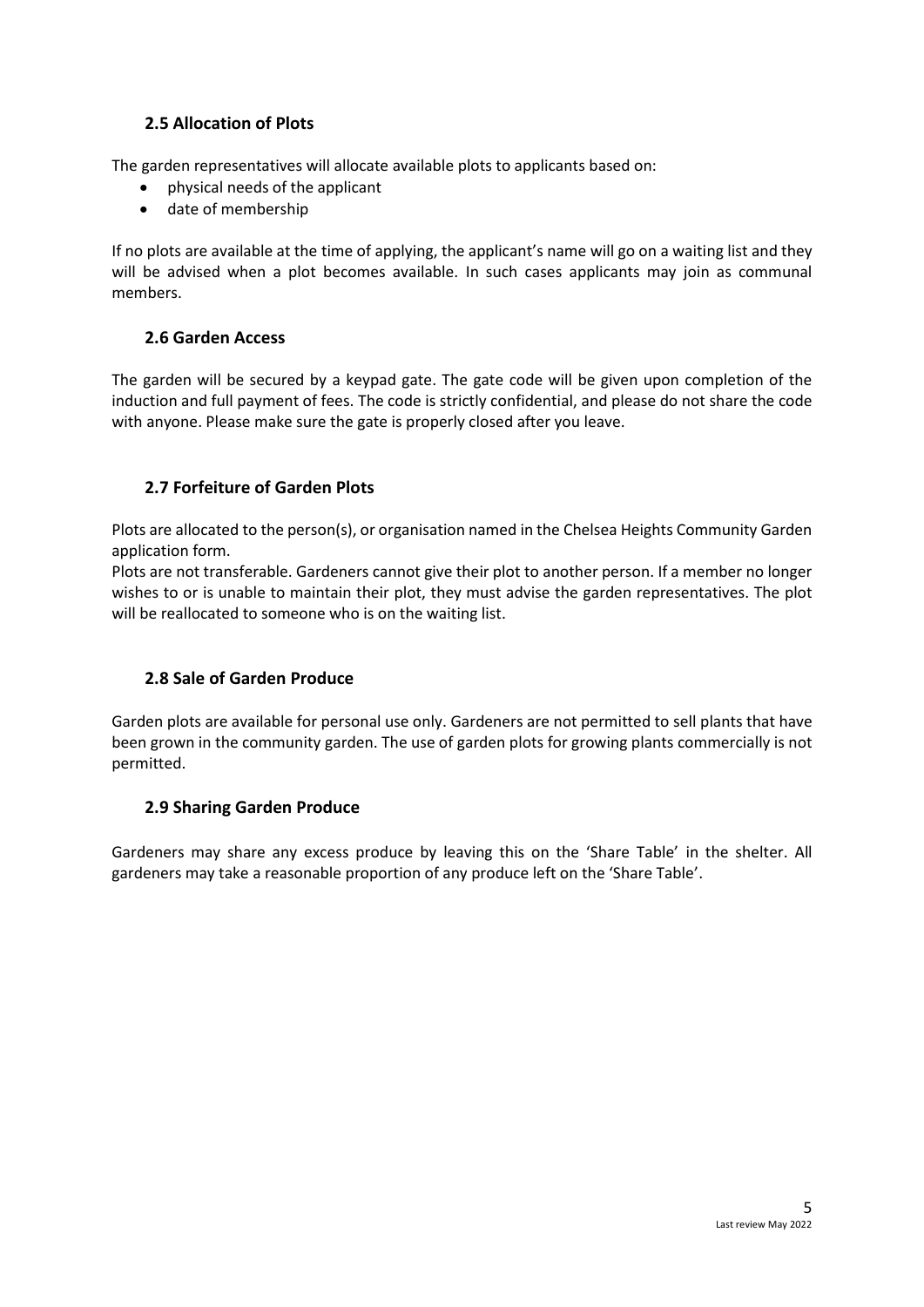### 2.5 Allocation of Plots

The garden representatives will allocate available plots to applicants based on:

- physical needs of the applicant
- date of membership

If no plots are available at the time of applying, the applicant's name will go on a waiting list and they will be advised when a plot becomes available. In such cases applicants may join as communal members.

### 2.6 Garden Access

The garden will be secured by a keypad gate. The gate code will be given upon completion of the induction and full payment of fees. The code is strictly confidential, and please do not share the code with anyone. Please make sure the gate is properly closed after you leave.

### 2.7 Forfeiture of Garden Plots

Plots are allocated to the person(s), or organisation named in the Chelsea Heights Community Garden application form.

Plots are not transferable. Gardeners cannot give their plot to another person. If a member no longer wishes to or is unable to maintain their plot, they must advise the garden representatives. The plot will be reallocated to someone who is on the waiting list.

### 2.8 Sale of Garden Produce

Garden plots are available for personal use only. Gardeners are not permitted to sell plants that have been grown in the community garden. The use of garden plots for growing plants commercially is not permitted.

### 2.9 Sharing Garden Produce

Gardeners may share any excess produce by leaving this on the 'Share Table' in the shelter. All gardeners may take a reasonable proportion of any produce left on the 'Share Table'.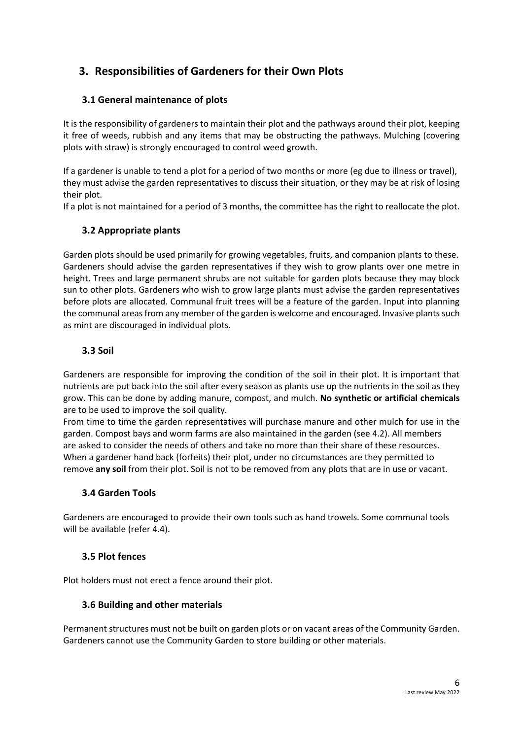## 3. Responsibilities of Gardeners for their Own Plots

### 3.1 General maintenance of plots

It is the responsibility of gardeners to maintain their plot and the pathways around their plot, keeping it free of weeds, rubbish and any items that may be obstructing the pathways. Mulching (covering plots with straw) is strongly encouraged to control weed growth.

If a gardener is unable to tend a plot for a period of two months or more (eg due to illness or travel), they must advise the garden representatives to discuss their situation, or they may be at risk of losing their plot.

If a plot is not maintained for a period of 3 months, the committee has the right to reallocate the plot.

### 3.2 Appropriate plants

Garden plots should be used primarily for growing vegetables, fruits, and companion plants to these. Gardeners should advise the garden representatives if they wish to grow plants over one metre in height. Trees and large permanent shrubs are not suitable for garden plots because they may block sun to other plots. Gardeners who wish to grow large plants must advise the garden representatives before plots are allocated. Communal fruit trees will be a feature of the garden. Input into planning the communal areas from any member of the garden is welcome and encouraged. Invasive plants such as mint are discouraged in individual plots.

### 3.3 Soil

Gardeners are responsible for improving the condition of the soil in their plot. It is important that nutrients are put back into the soil after every season as plants use up the nutrients in the soil as they grow. This can be done by adding manure, compost, and mulch. **No synthetic or artificial chemicals** are to be used to improve the soil quality.

From time to time the garden representatives will purchase manure and other mulch for use in the garden. Compost bays and worm farms are also maintained in the garden (see 4.2). All members are asked to consider the needs of others and take no more than their share of these resources.

When a gardener hand back (forfeits) their plot, under no circumstances are they permitted to remove **any soil** from their plot. Soil is not to be removed from any plots that are in use or vacant.

### 3.4 Garden Tools

Gardeners are encouraged to provide their own tools such as hand trowels. Some communal tools will be available (refer 4.4).

### 3.5 Plot fences

Plot holders must not erect a fence around their plot.

### 3.6 Building and other materials

Permanent structures must not be built on garden plots or on vacant areas of the Community Garden. Gardeners cannot use the Community Garden to store building or other materials.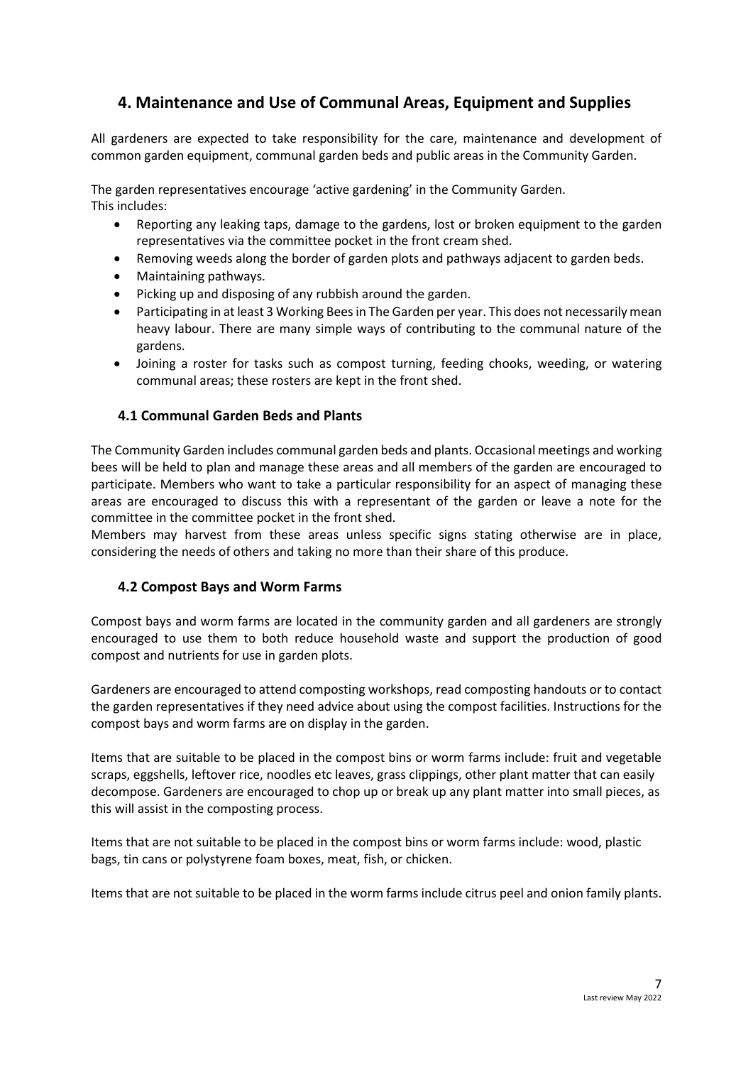## 4. Maintenance and Use of Communal Areas, Equipment and Supplies

All gardeners are expected to take responsibility for the care, maintenance and development of common garden equipment, communal garden beds and public areas in the Community Garden.

The garden representatives encourage 'active gardening' in the Community Garden.
This includes:

- Reporting any leaking taps, damage to the gardens, lost or broken equipment to the garden representatives via the committee pocket in the front cream shed.
- Removing weeds along the border of garden plots and pathways adjacent to garden beds.
- Maintaining pathways.
- Picking up and disposing of any rubbish around the garden.
- Participating in at least 3 Working Bees in The Garden per year. This does not necessarily mean heavy labour. There are many simple ways of contributing to the communal nature of the gardens.
- Joining a roster for tasks such as compost turning, feeding chooks, weeding, or watering communal areas; these rosters are kept in the front shed.

### 4.1 Communal Garden Beds and Plants

The Community Garden includes communal garden beds and plants. Occasional meetings and working bees will be held to plan and manage these areas and all members of the garden are encouraged to participate. Members who want to take a particular responsibility for an aspect of managing these areas are encouraged to discuss this with a representant of the garden or leave a note for the committee in the committee pocket in the front shed.
Members may harvest from these areas unless specific signs stating otherwise are in place, considering the needs of others and taking no more than their share of this produce.

### 4.2 Compost Bays and Worm Farms

Compost bays and worm farms are located in the community garden and all gardeners are strongly encouraged to use them to both reduce household waste and support the production of good compost and nutrients for use in garden plots.

Gardeners are encouraged to attend composting workshops, read composting handouts or to contact the garden representatives if they need advice about using the compost facilities. Instructions for the compost bays and worm farms are on display in the garden.

Items that are suitable to be placed in the compost bins or worm farms include: fruit and vegetable scraps, eggshells, leftover rice, noodles etc leaves, grass clippings, other plant matter that can easily decompose. Gardeners are encouraged to chop up or break up any plant matter into small pieces, as this will assist in the composting process.

Items that are not suitable to be placed in the compost bins or worm farms include: wood, plastic bags, tin cans or polystyrene foam boxes, meat, fish, or chicken.

Items that are not suitable to be placed in the worm farms include citrus peel and onion family plants.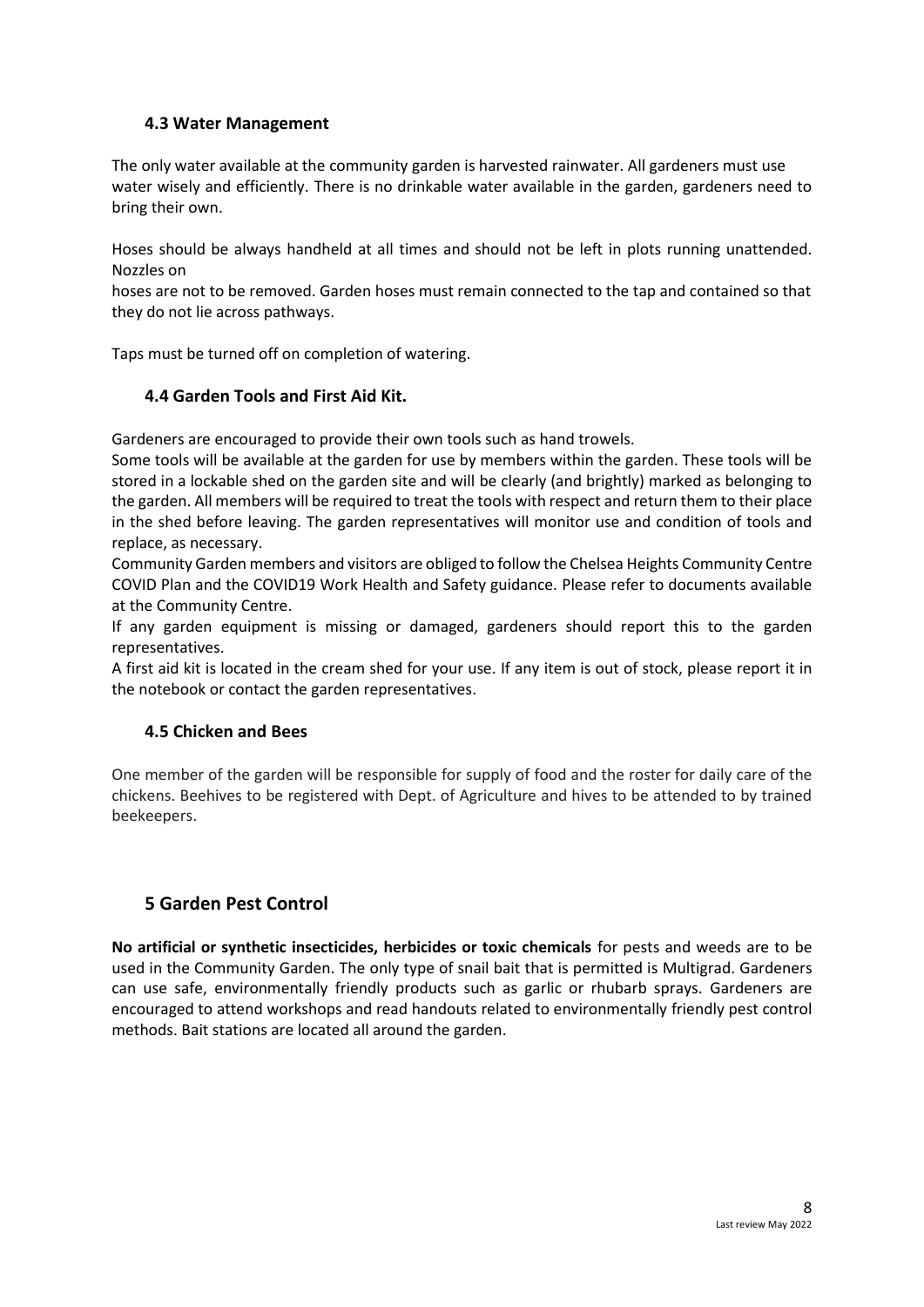### 4.3 Water Management

The only water available at the community garden is harvested rainwater. All gardeners must use water wisely and efficiently. There is no drinkable water available in the garden, gardeners need to bring their own.

Hoses should be always handheld at all times and should not be left in plots running unattended. Nozzles on

hoses are not to be removed. Garden hoses must remain connected to the tap and contained so that they do not lie across pathways.

Taps must be turned off on completion of watering.

### 4.4 Garden Tools and First Aid Kit.

Gardeners are encouraged to provide their own tools such as hand trowels.

Some tools will be available at the garden for use by members within the garden. These tools will be stored in a lockable shed on the garden site and will be clearly (and brightly) marked as belonging to the garden. All members will be required to treat the tools with respect and return them to their place in the shed before leaving. The garden representatives will monitor use and condition of tools and replace, as necessary.

Community Garden members and visitors are obliged to follow the Chelsea Heights Community Centre COVID Plan and the COVID19 Work Health and Safety guidance. Please refer to documents available at the Community Centre.

If any garden equipment is missing or damaged, gardeners should report this to the garden representatives.

A first aid kit is located in the cream shed for your use. If any item is out of stock, please report it in the notebook or contact the garden representatives.

### 4.5 Chicken and Bees

One member of the garden will be responsible for supply of food and the roster for daily care of the chickens. Beehives to be registered with Dept. of Agriculture and hives to be attended to by trained beekeepers.

## 5 Garden Pest Control

**No artificial or synthetic insecticides, herbicides or toxic chemicals** for pests and weeds are to be used in the Community Garden. The only type of snail bait that is permitted is Multigrad. Gardeners can use safe, environmentally friendly products such as garlic or rhubarb sprays. Gardeners are encouraged to attend workshops and read handouts related to environmentally friendly pest control methods. Bait stations are located all around the garden.

Last review May 2022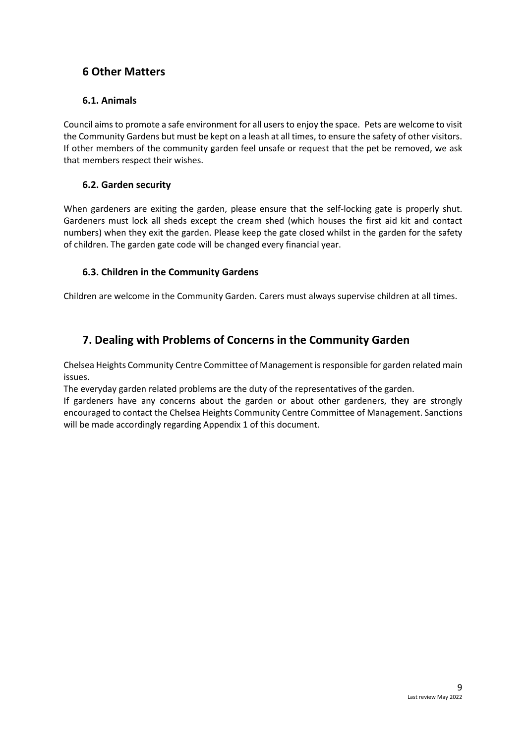## 6 Other Matters

### 6.1. Animals

Council aims to promote a safe environment for all users to enjoy the space. Pets are welcome to visit the Community Gardens but must be kept on a leash at all times, to ensure the safety of other visitors. If other members of the community garden feel unsafe or request that the pet be removed, we ask that members respect their wishes.

### 6.2. Garden security

When gardeners are exiting the garden, please ensure that the self-locking gate is properly shut. Gardeners must lock all sheds except the cream shed (which houses the first aid kit and contact numbers) when they exit the garden. Please keep the gate closed whilst in the garden for the safety of children. The garden gate code will be changed every financial year.

### 6.3. Children in the Community Gardens

Children are welcome in the Community Garden. Carers must always supervise children at all times.

## 7. Dealing with Problems of Concerns in the Community Garden

Chelsea Heights Community Centre Committee of Management is responsible for garden related main issues.

The everyday garden related problems are the duty of the representatives of the garden.

If gardeners have any concerns about the garden or about other gardeners, they are strongly encouraged to contact the Chelsea Heights Community Centre Committee of Management. Sanctions will be made accordingly regarding Appendix 1 of this document.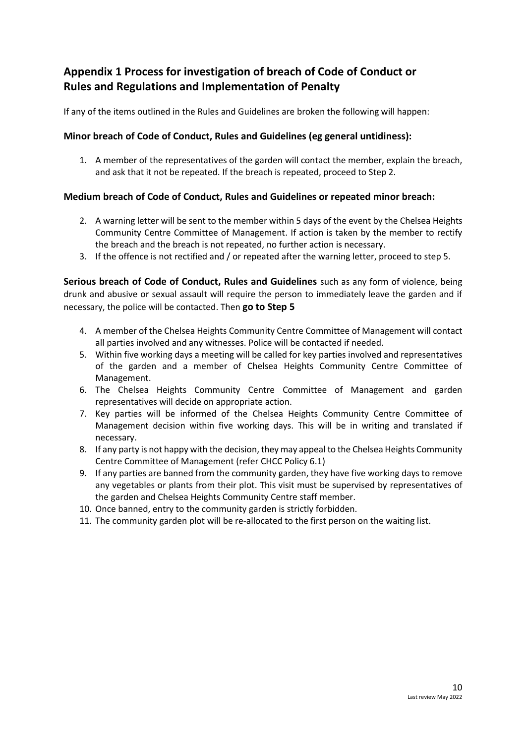## Appendix 1 Process for investigation of breach of Code of Conduct or Rules and Regulations and Implementation of Penalty

If any of the items outlined in the Rules and Guidelines are broken the following will happen:

### Minor breach of Code of Conduct, Rules and Guidelines (eg general untidiness):

1. A member of the representatives of the garden will contact the member, explain the breach, and ask that it not be repeated. If the breach is repeated, proceed to Step 2.

### Medium breach of Code of Conduct, Rules and Guidelines or repeated minor breach:

2. A warning letter will be sent to the member within 5 days of the event by the Chelsea Heights Community Centre Committee of Management. If action is taken by the member to rectify the breach and the breach is not repeated, no further action is necessary.
3. If the offence is not rectified and / or repeated after the warning letter, proceed to step 5.

**Serious breach of Code of Conduct, Rules and Guidelines** such as any form of violence, being drunk and abusive or sexual assault will require the person to immediately leave the garden and if necessary, the police will be contacted. Then **go to Step 5**

4. A member of the Chelsea Heights Community Centre Committee of Management will contact all parties involved and any witnesses. Police will be contacted if needed.
5. Within five working days a meeting will be called for key parties involved and representatives of the garden and a member of Chelsea Heights Community Centre Committee of Management.
6. The Chelsea Heights Community Centre Committee of Management and garden representatives will decide on appropriate action.
7. Key parties will be informed of the Chelsea Heights Community Centre Committee of Management decision within five working days. This will be in writing and translated if necessary.
8. If any party is not happy with the decision, they may appeal to the Chelsea Heights Community Centre Committee of Management (refer CHCC Policy 6.1)
9. If any parties are banned from the community garden, they have five working days to remove any vegetables or plants from their plot. This visit must be supervised by representatives of the garden and Chelsea Heights Community Centre staff member.
10. Once banned, entry to the community garden is strictly forbidden.
11. The community garden plot will be re-allocated to the first person on the waiting list.

Last review May 2022